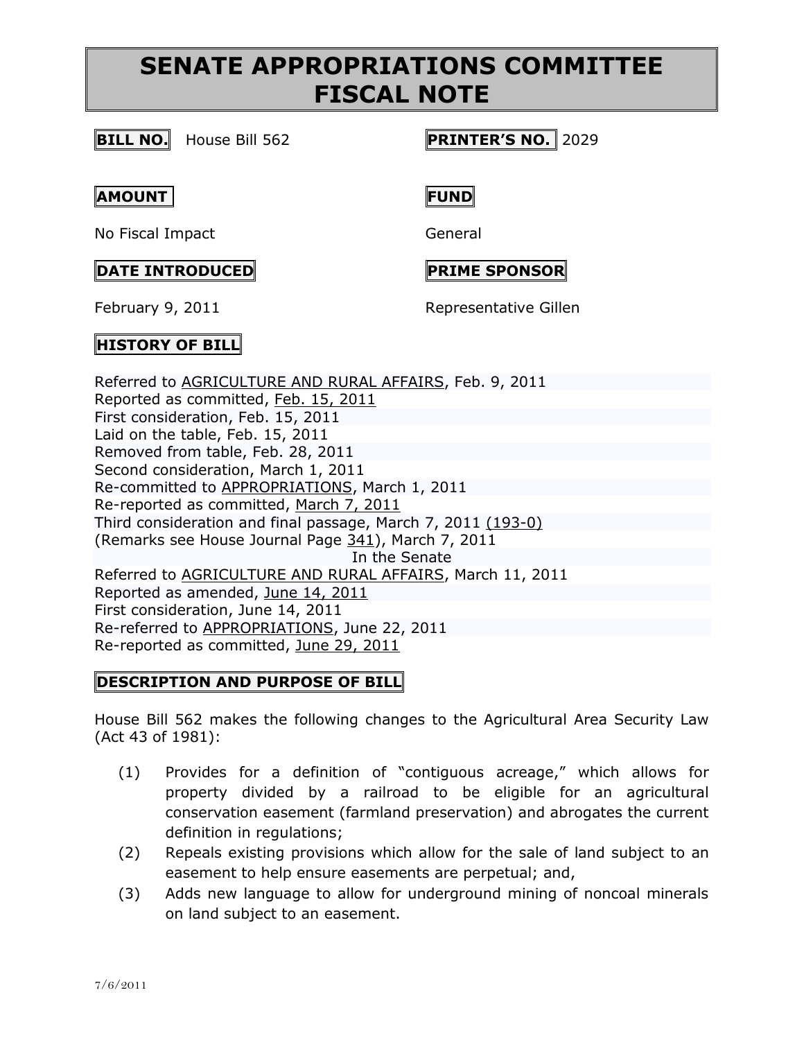# SENATE APPROPRIATIONS COMMITTEE FISCAL NOTE

**BILL NO.** House Bill 562

**PRINTER'S NO.** 2029

**AMOUNT**

No Fiscal Impact

**FUND**

General

**DATE INTRODUCED**

February 9, 2011

**PRIME SPONSOR**

Representative Gillen

**HISTORY OF BILL**

Referred to AGRICULTURE AND RURAL AFFAIRS, Feb. 9, 2011
Reported as committed, Feb. 15, 2011
First consideration, Feb. 15, 2011
Laid on the table, Feb. 15, 2011
Removed from table, Feb. 28, 2011
Second consideration, March 1, 2011
Re-committed to APPROPRIATIONS, March 1, 2011
Re-reported as committed, March 7, 2011
Third consideration and final passage, March 7, 2011 (193-0)
(Remarks see House Journal Page 341), March 7, 2011

In the Senate

Referred to AGRICULTURE AND RURAL AFFAIRS, March 11, 2011
Reported as amended, June 14, 2011
First consideration, June 14, 2011
Re-referred to APPROPRIATIONS, June 22, 2011
Re-reported as committed, June 29, 2011

**DESCRIPTION AND PURPOSE OF BILL**

House Bill 562 makes the following changes to the Agricultural Area Security Law (Act 43 of 1981):

(1) Provides for a definition of "contiguous acreage," which allows for property divided by a railroad to be eligible for an agricultural conservation easement (farmland preservation) and abrogates the current definition in regulations;

(2) Repeals existing provisions which allow for the sale of land subject to an easement to help ensure easements are perpetual; and,

(3) Adds new language to allow for underground mining of noncoal minerals on land subject to an easement.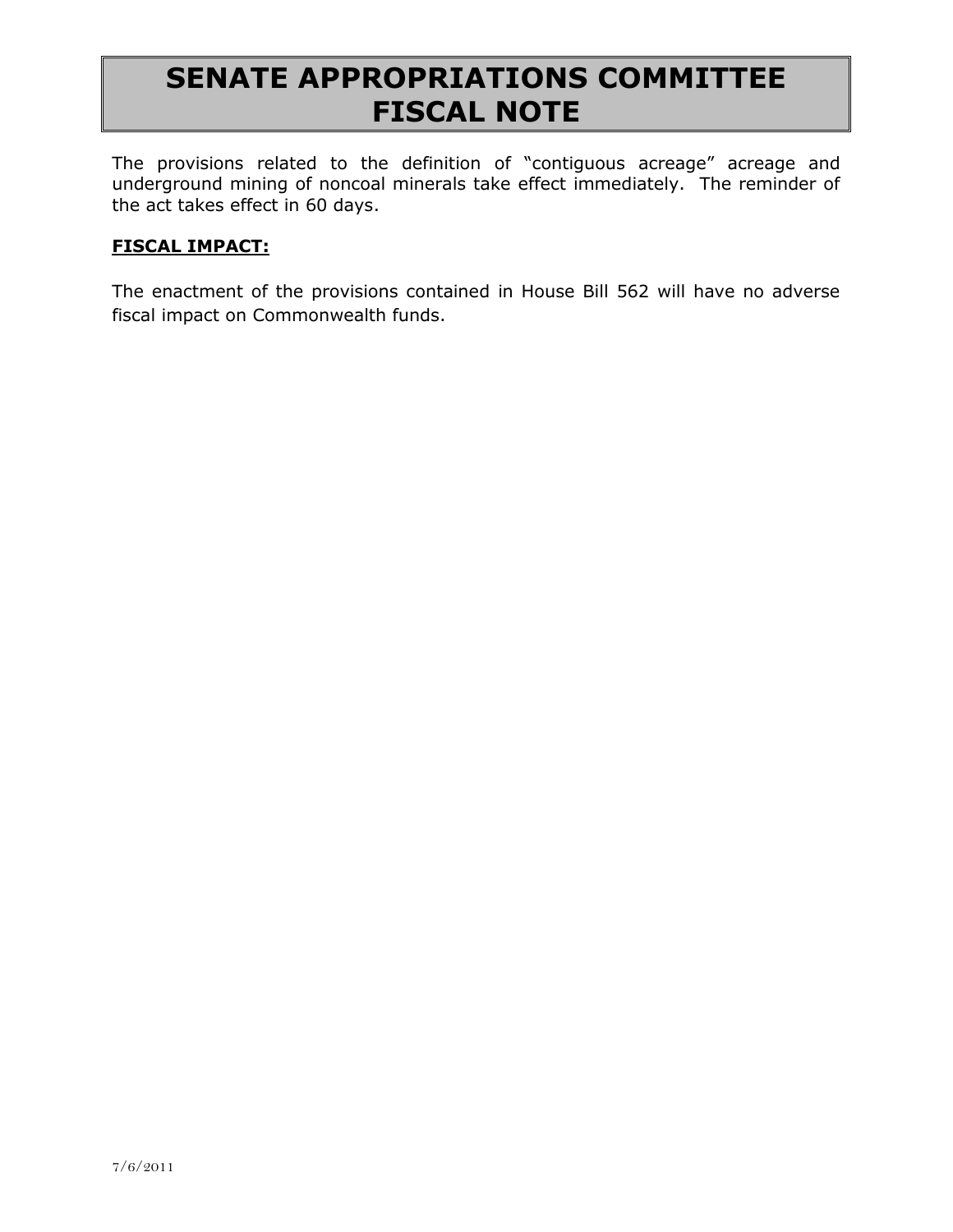# SENATE APPROPRIATIONS COMMITTEE FISCAL NOTE

The provisions related to the definition of “contiguous acreage” acreage and underground mining of noncoal minerals take effect immediately. The reminder of the act takes effect in 60 days.

**FISCAL IMPACT:**

The enactment of the provisions contained in House Bill 562 will have no adverse fiscal impact on Commonwealth funds.

7/6/2011